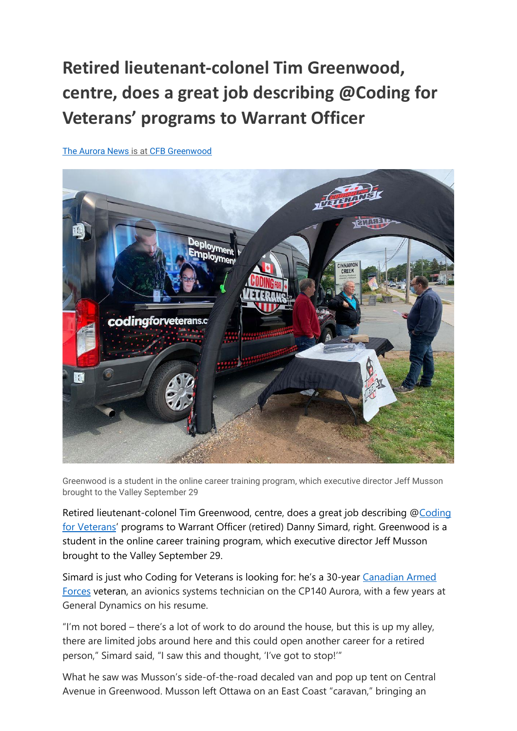# Retired lieutenant-colonel Tim Greenwood, centre, does a great job describing @Coding for Veterans' programs to Warrant Officer

The Aurora News is at CFB Greenwood

Greenwood is a student in the online career training program, which executive director Jeff Musson brought to the Valley September 29

Retired lieutenant-colonel Tim Greenwood, centre, does a great job describing @Coding for Veterans' programs to Warrant Officer (retired) Danny Simard, right. Greenwood is a student in the online career training program, which executive director Jeff Musson brought to the Valley September 29.

Simard is just who Coding for Veterans is looking for: he's a 30-year Canadian Armed Forces veteran, an avionics systems technician on the CP140 Aurora, with a few years at General Dynamics on his resume.

"I'm not bored – there's a lot of work to do around the house, but this is up my alley, there are limited jobs around here and this could open another career for a retired person," Simard said, "I saw this and thought, 'I've got to stop!'"

What he saw was Musson's side-of-the-road decaled van and pop up tent on Central Avenue in Greenwood. Musson left Ottawa on an East Coast "caravan," bringing an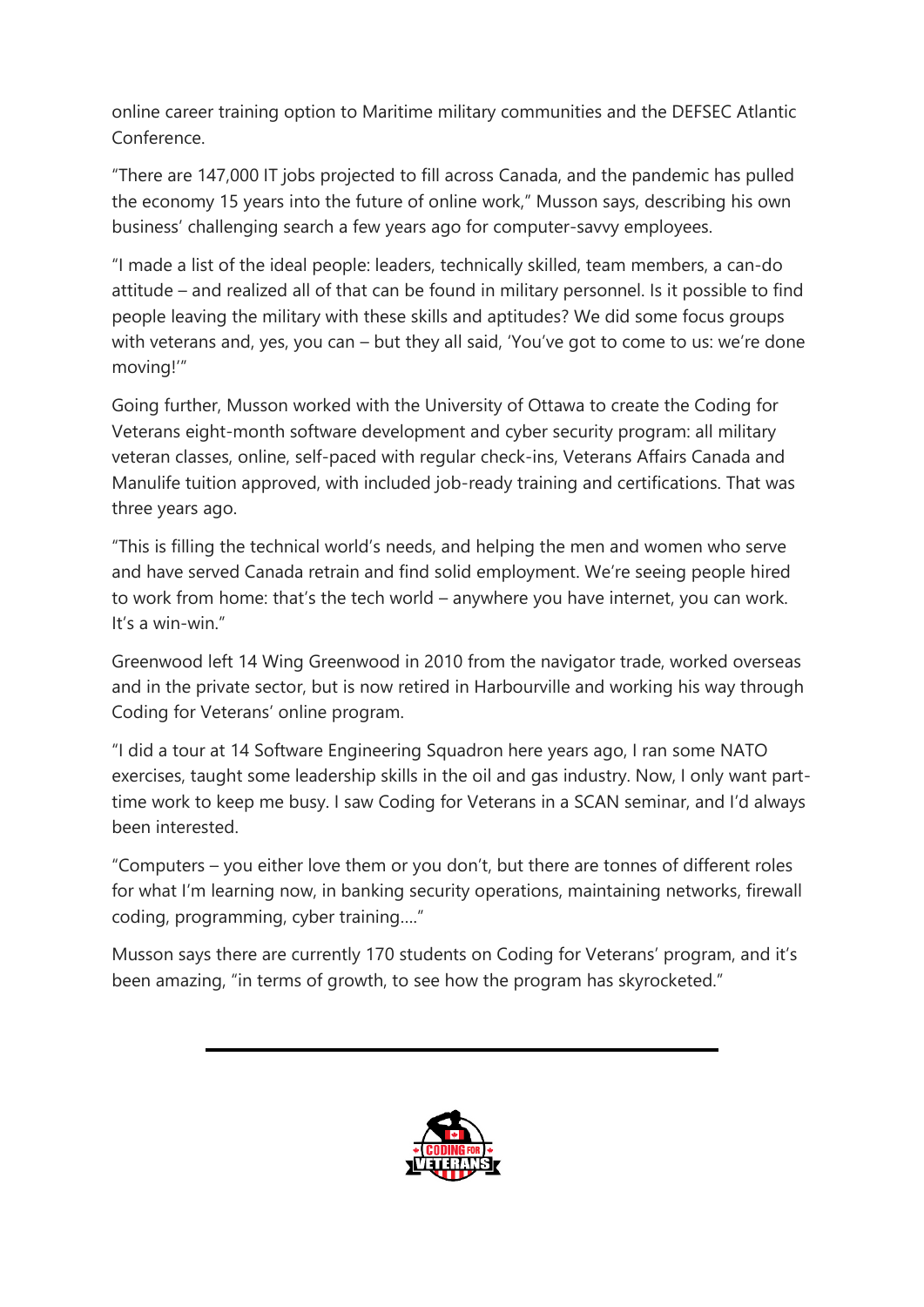online career training option to Maritime military communities and the DEFSEC Atlantic Conference.

"There are 147,000 IT jobs projected to fill across Canada, and the pandemic has pulled the economy 15 years into the future of online work," Musson says, describing his own business' challenging search a few years ago for computer-savvy employees.

"I made a list of the ideal people: leaders, technically skilled, team members, a can-do attitude – and realized all of that can be found in military personnel. Is it possible to find people leaving the military with these skills and aptitudes? We did some focus groups with veterans and, yes, you can – but they all said, 'You've got to come to us: we're done moving!'"

Going further, Musson worked with the University of Ottawa to create the Coding for Veterans eight-month software development and cyber security program: all military veteran classes, online, self-paced with regular check-ins, Veterans Affairs Canada and Manulife tuition approved, with included job-ready training and certifications. That was three years ago.

"This is filling the technical world's needs, and helping the men and women who serve and have served Canada retrain and find solid employment. We're seeing people hired to work from home: that's the tech world – anywhere you have internet, you can work. It's a win-win."

Greenwood left 14 Wing Greenwood in 2010 from the navigator trade, worked overseas and in the private sector, but is now retired in Harbourville and working his way through Coding for Veterans' online program.

"I did a tour at 14 Software Engineering Squadron here years ago, I ran some NATO exercises, taught some leadership skills in the oil and gas industry. Now, I only want part-time work to keep me busy. I saw Coding for Veterans in a SCAN seminar, and I'd always been interested.

"Computers – you either love them or you don't, but there are tonnes of different roles for what I'm learning now, in banking security operations, maintaining networks, firewall coding, programming, cyber training…."

Musson says there are currently 170 students on Coding for Veterans' program, and it's been amazing, "in terms of growth, to see how the program has skyrocketed."

---